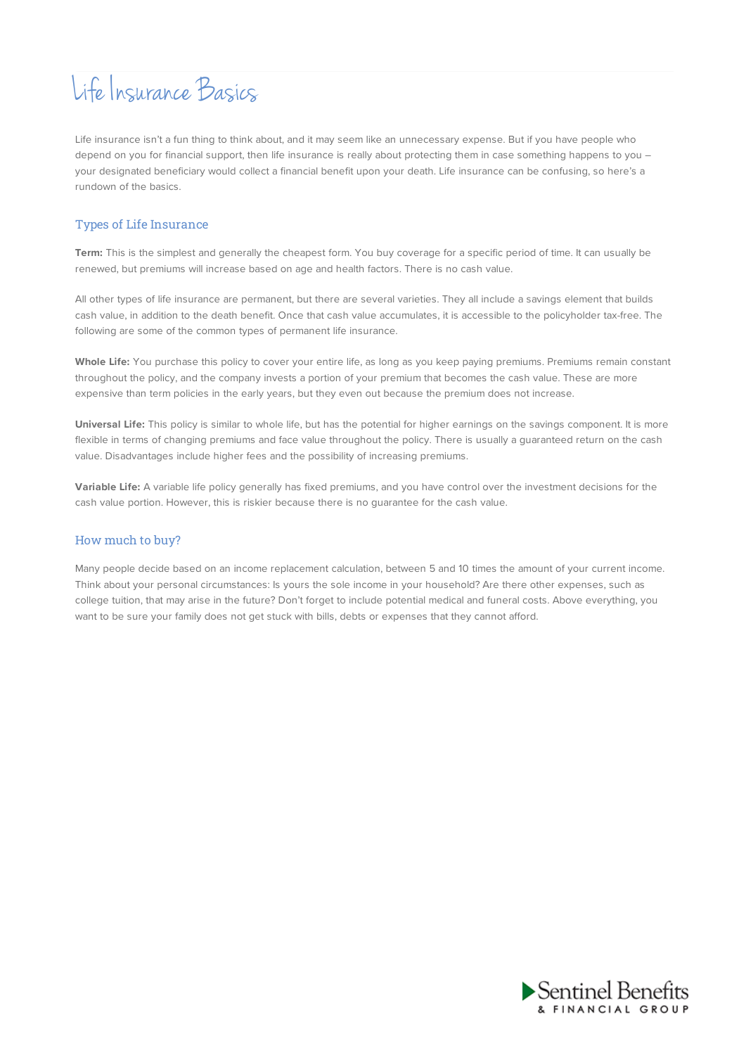# Life Insurance Basics

Life insurance isn't a fun thing to think about, and it may seem like an unnecessary expense. But if you have people who depend on you for financial support, then life insurance is really about protecting them in case something happens to you – your designated beneficiary would collect a financial benefit upon your death. Life insurance can be confusing, so here's a rundown of the basics.

## Types of Life Insurance

**Term:** This is the simplest and generally the cheapest form. You buy coverage for a specific period of time. It can usually be renewed, but premiums will increase based on age and health factors. There is no cash value.

All other types of life insurance are permanent, but there are several varieties. They all include a savings element that builds cash value, in addition to the death benefit. Once that cash value accumulates, it is accessible to the policyholder tax-free. The following are some of the common types of permanent life insurance.

**Whole Life:** You purchase this policy to cover your entire life, as long as you keep paying premiums. Premiums remain constant throughout the policy, and the company invests a portion of your premium that becomes the cash value. These are more expensive than term policies in the early years, but they even out because the premium does not increase.

**Universal Life:** This policy is similar to whole life, but has the potential for higher earnings on the savings component. It is more flexible in terms of changing premiums and face value throughout the policy. There is usually a guaranteed return on the cash value. Disadvantages include higher fees and the possibility of increasing premiums.

**Variable Life:** A variable life policy generally has fixed premiums, and you have control over the investment decisions for the cash value portion. However, this is riskier because there is no guarantee for the cash value.

## How much to buy?

Many people decide based on an income replacement calculation, between 5 and 10 times the amount of your current income. Think about your personal circumstances: Is yours the sole income in your household? Are there other expenses, such as college tuition, that may arise in the future? Don't forget to include potential medical and funeral costs. Above everything, you want to be sure your family does not get stuck with bills, debts or expenses that they cannot afford.

Sentinel Benefits & Financial Group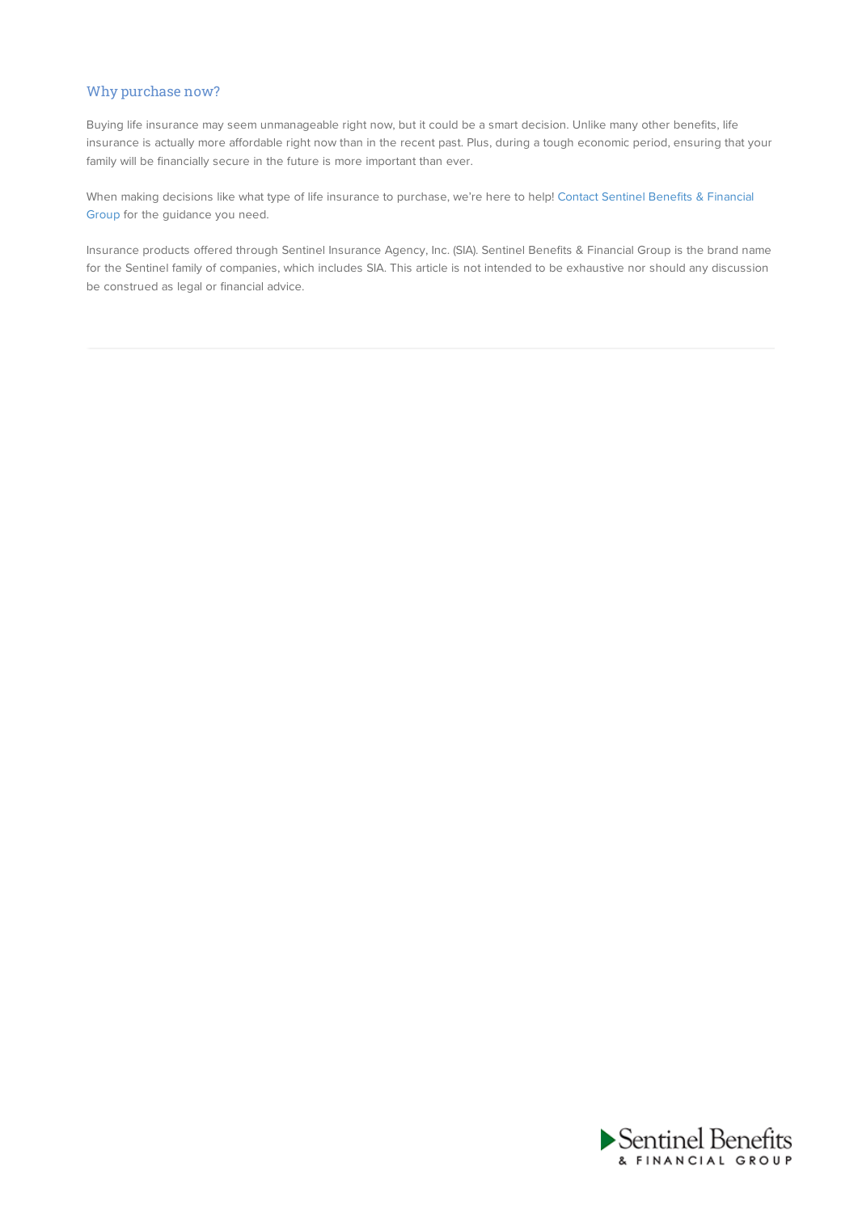## Why purchase now?

Buying life insurance may seem unmanageable right now, but it could be a smart decision. Unlike many other benefits, life insurance is actually more affordable right now than in the recent past. Plus, during a tough economic period, ensuring that your family will be financially secure in the future is more important than ever.

When making decisions like what type of life insurance to purchase, we're here to help! Contact Sentinel Benefits & Financial Group for the guidance you need.

Insurance products offered through Sentinel Insurance Agency, Inc. (SIA). Sentinel Benefits & Financial Group is the brand name for the Sentinel family of companies, which includes SIA. This article is not intended to be exhaustive nor should any discussion be construed as legal or financial advice.

---

Sentinel Benefits
& FINANCIAL GROUP